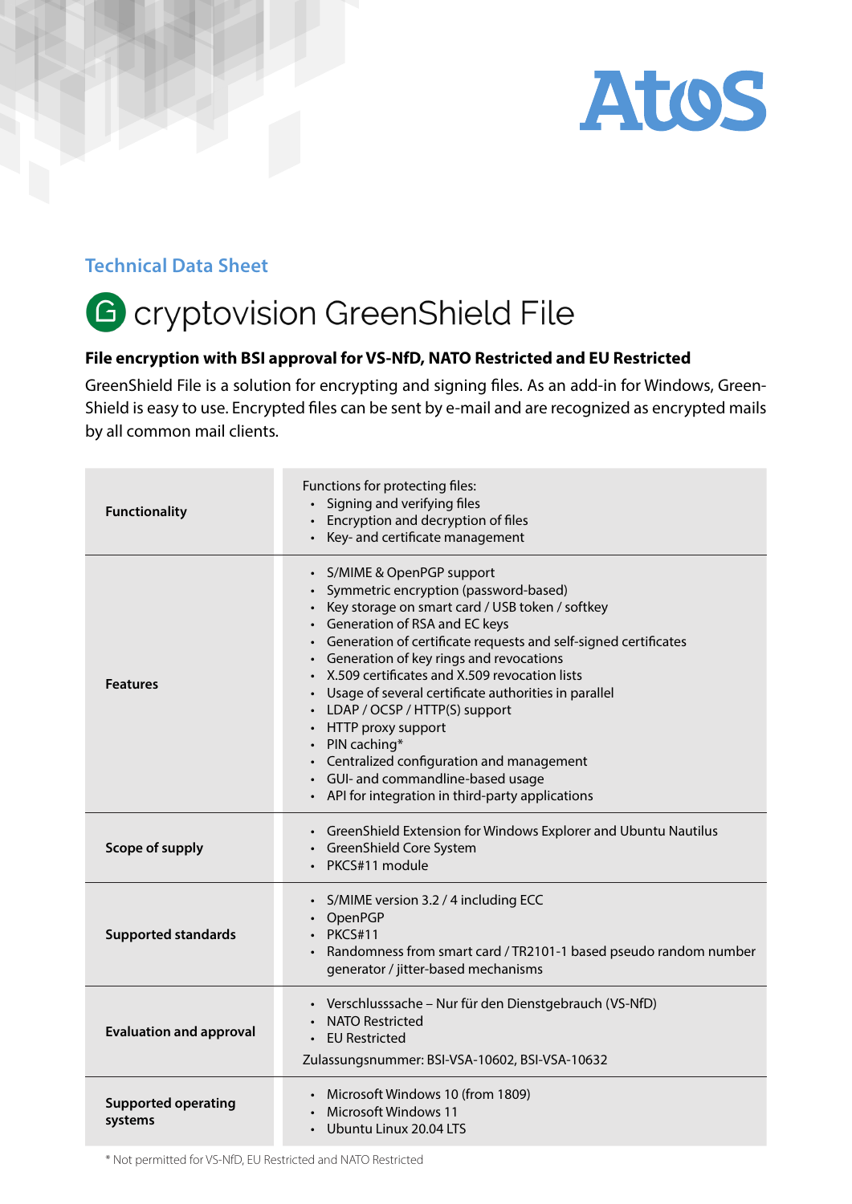Atos

Technical Data Sheet

# cryptovision GreenShield File

**File encryption with BSI approval for VS-NfD, NATO Restricted and EU Restricted**

GreenShield File is a solution for encrypting and signing files. As an add-in for Windows, GreenShield is easy to use. Encrypted files can be sent by e-mail and are recognized as encrypted mails by all common mail clients.

| | |
|---|---|
| **Functionality** | Functions for protecting files:<br>• Signing and verifying files<br>• Encryption and decryption of files<br>• Key- and certificate management |
| **Features** | • S/MIME & OpenPGP support<br>• Symmetric encryption (password-based)<br>• Key storage on smart card / USB token / softkey<br>• Generation of RSA and EC keys<br>• Generation of certificate requests and self-signed certificates<br>• Generation of key rings and revocations<br>• X.509 certificates and X.509 revocation lists<br>• Usage of several certificate authorities in parallel<br>• LDAP / OCSP / HTTP(S) support<br>• HTTP proxy support<br>• PIN caching*<br>• Centralized configuration and management<br>• GUI- and commandline-based usage<br>• API for integration in third-party applications |
| **Scope of supply** | • GreenShield Extension for Windows Explorer and Ubuntu Nautilus<br>• GreenShield Core System<br>• PKCS#11 module |
| **Supported standards** | • S/MIME version 3.2 / 4 including ECC<br>• OpenPGP<br>• PKCS#11<br>• Randomness from smart card / TR2101-1 based pseudo random number generator / jitter-based mechanisms |
| **Evaluation and approval** | • Verschlusssache – Nur für den Dienstgebrauch (VS-NfD)<br>• NATO Restricted<br>• EU Restricted<br><br>Zulassungsnummer: BSI-VSA-10602, BSI-VSA-10632 |
| **Supported operating systems** | • Microsoft Windows 10 (from 1809)<br>• Microsoft Windows 11<br>• Ubuntu Linux 20.04 LTS |

* Not permitted for VS-NfD, EU Restricted and NATO Restricted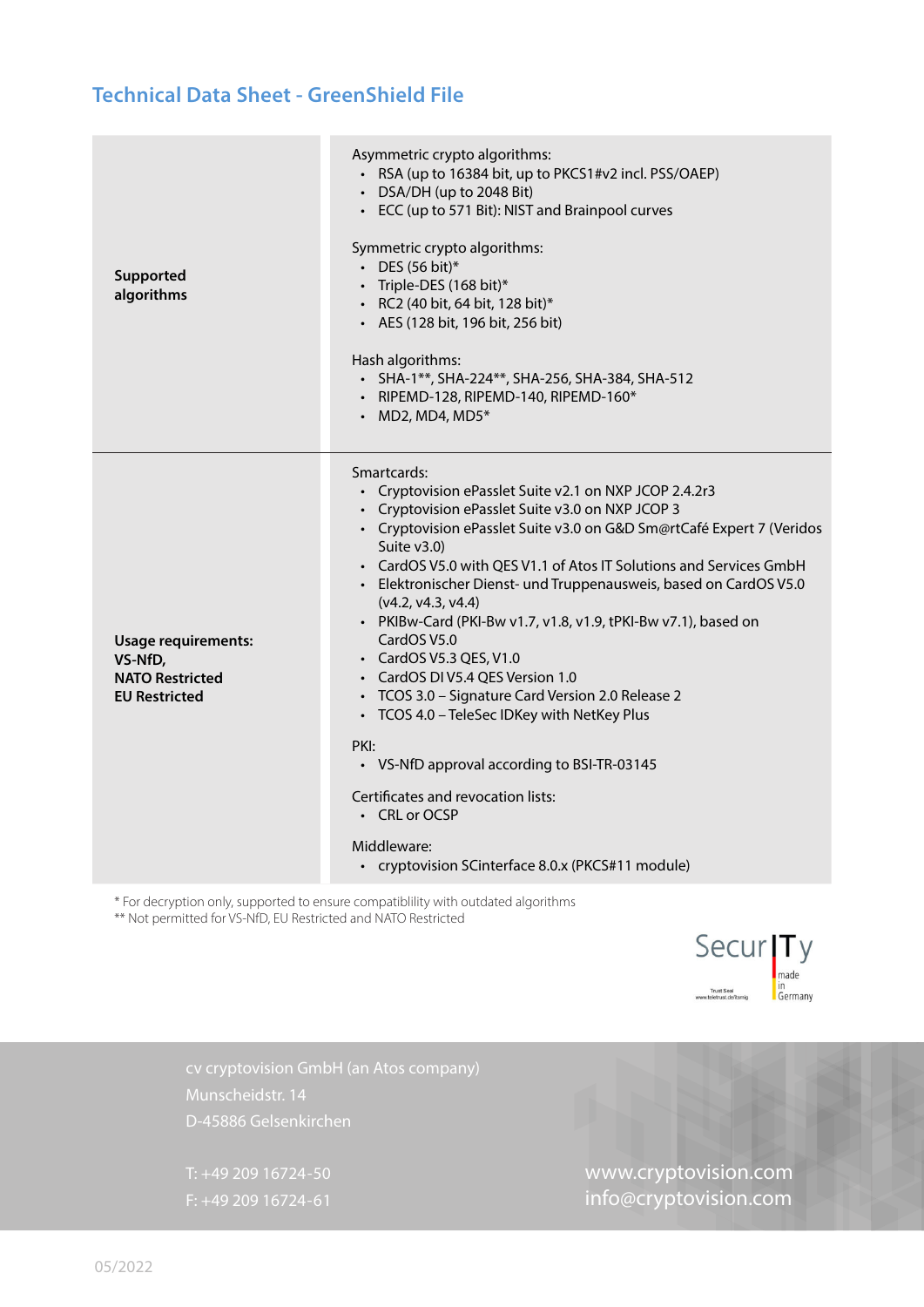## Technical Data Sheet - GreenShield File

| | |
|---|---|
| **Supported algorithms** | Asymmetric crypto algorithms:<br>• RSA (up to 16384 bit, up to PKCS1#v2 incl. PSS/OAEP)<br>• DSA/DH (up to 2048 Bit)<br>• ECC (up to 571 Bit): NIST and Brainpool curves<br><br>Symmetric crypto algorithms:<br>• DES (56 bit)*<br>• Triple-DES (168 bit)*<br>• RC2 (40 bit, 64 bit, 128 bit)*<br>• AES (128 bit, 196 bit, 256 bit)<br><br>Hash algorithms:<br>• SHA-1**, SHA-224**, SHA-256, SHA-384, SHA-512<br>• RIPEMD-128, RIPEMD-140, RIPEMD-160*<br>• MD2, MD4, MD5* |
| **Usage requirements: VS-NfD, NATO Restricted EU Restricted** | Smartcards:<br>• Cryptovision ePasslet Suite v2.1 on NXP JCOP 2.4.2r3<br>• Cryptovision ePasslet Suite v3.0 on NXP JCOP 3<br>• Cryptovision ePasslet Suite v3.0 on G&D Sm@rtCafé Expert 7 (Veridos Suite v3.0)<br>• CardOS V5.0 with QES V1.1 of Atos IT Solutions and Services GmbH<br>• Elektronischer Dienst- und Truppenausweis, based on CardOS V5.0 (v4.2, v4.3, v4.4)<br>• PKIBw-Card (PKI-Bw v1.7, v1.8, v1.9, tPKI-Bw v7.1), based on CardOS V5.0<br>• CardOS V5.3 QES, V1.0<br>• CardOS DI V5.4 QES Version 1.0<br>• TCOS 3.0 – Signature Card Version 2.0 Release 2<br>• TCOS 4.0 – TeleSec IDKey with NetKey Plus<br><br>PKI:<br>• VS-NfD approval according to BSI-TR-03145<br><br>Certificates and revocation lists:<br>• CRL or OCSP<br><br>Middleware:<br>• cryptovision SCinterface 8.0.x (PKCS#11 module) |

* For decryption only, supported to ensure compatiblility with outdated algorithms
** Not permitted for VS-NfD, EU Restricted and NATO Restricted

SecurITy made in Germany

cv cryptovision GmbH (an Atos company)
Munscheidstr. 14
D-45886 Gelsenkirchen

T: +49 209 16724-50
F: +49 209 16724-61

www.cryptovision.com
info@cryptovision.com

05/2022